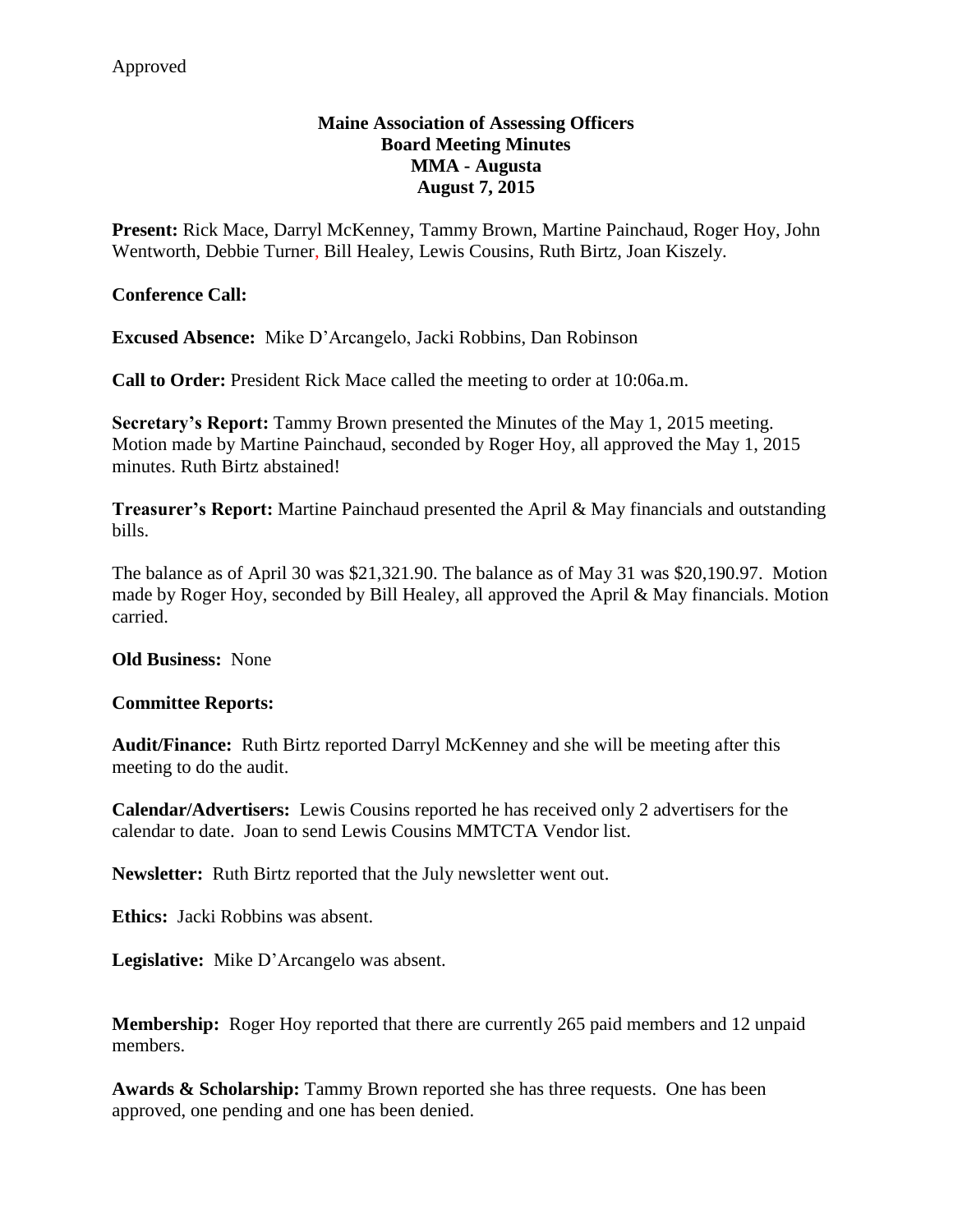Approved

**Maine Association of Assessing Officers**
**Board Meeting Minutes**
**MMA - Augusta**
**August 7, 2015**

**Present:** Rick Mace, Darryl McKenney, Tammy Brown, Martine Painchaud, Roger Hoy, John Wentworth, Debbie Turner, Bill Healey, Lewis Cousins, Ruth Birtz, Joan Kiszely.

**Conference Call:**

**Excused Absence:** Mike D'Arcangelo, Jacki Robbins, Dan Robinson

**Call to Order:** President Rick Mace called the meeting to order at 10:06a.m.

**Secretary's Report:** Tammy Brown presented the Minutes of the May 1, 2015 meeting. Motion made by Martine Painchaud, seconded by Roger Hoy, all approved the May 1, 2015 minutes. Ruth Birtz abstained!

**Treasurer's Report:** Martine Painchaud presented the April & May financials and outstanding bills.

The balance as of April 30 was $21,321.90. The balance as of May 31 was $20,190.97. Motion made by Roger Hoy, seconded by Bill Healey, all approved the April & May financials. Motion carried.

**Old Business:** None

**Committee Reports:**

**Audit/Finance:** Ruth Birtz reported Darryl McKenney and she will be meeting after this meeting to do the audit.

**Calendar/Advertisers:** Lewis Cousins reported he has received only 2 advertisers for the calendar to date. Joan to send Lewis Cousins MMTCTA Vendor list.

**Newsletter:** Ruth Birtz reported that the July newsletter went out.

**Ethics:** Jacki Robbins was absent.

**Legislative:** Mike D'Arcangelo was absent.

**Membership:** Roger Hoy reported that there are currently 265 paid members and 12 unpaid members.

**Awards & Scholarship:** Tammy Brown reported she has three requests. One has been approved, one pending and one has been denied.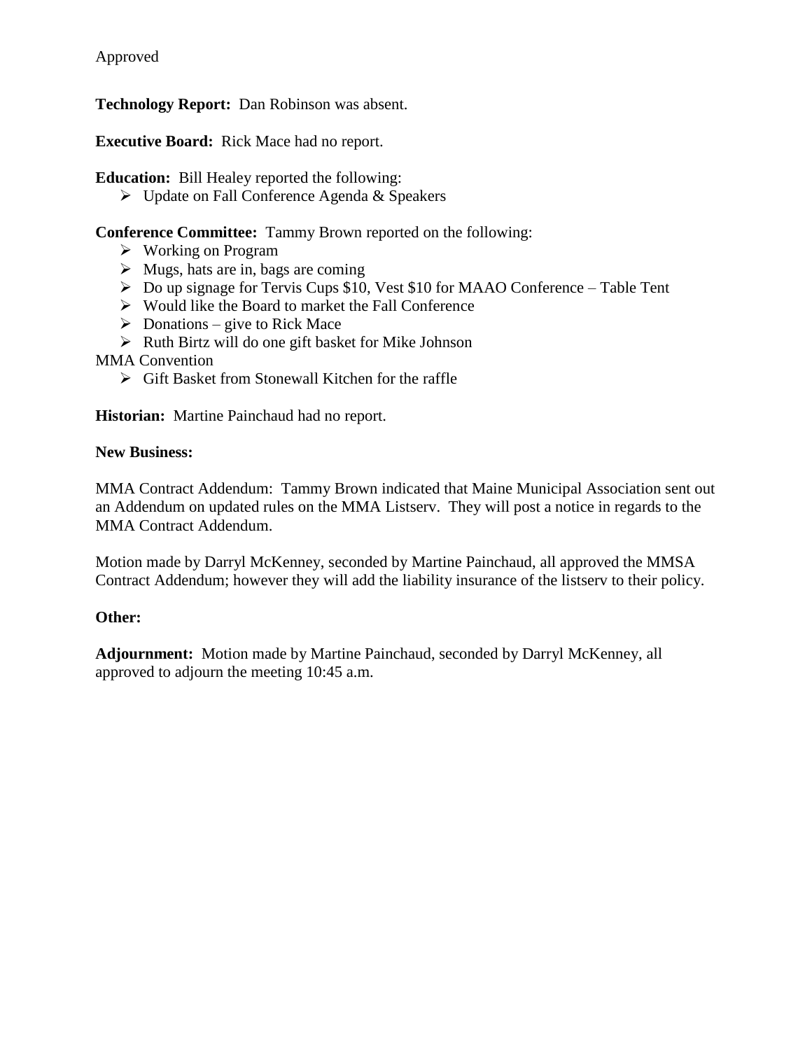Approved

**Technology Report:** Dan Robinson was absent.

**Executive Board:** Rick Mace had no report.

**Education:** Bill Healey reported the following:

- Update on Fall Conference Agenda & Speakers

**Conference Committee:** Tammy Brown reported on the following:

- Working on Program
- Mugs, hats are in, bags are coming
- Do up signage for Tervis Cups $10, Vest $10 for MAAO Conference – Table Tent
- Would like the Board to market the Fall Conference
- Donations – give to Rick Mace
- Ruth Birtz will do one gift basket for Mike Johnson

MMA Convention

- Gift Basket from Stonewall Kitchen for the raffle

**Historian:** Martine Painchaud had no report.

**New Business:**

MMA Contract Addendum: Tammy Brown indicated that Maine Municipal Association sent out an Addendum on updated rules on the MMA Listserv. They will post a notice in regards to the MMA Contract Addendum.

Motion made by Darryl McKenney, seconded by Martine Painchaud, all approved the MMSA Contract Addendum; however they will add the liability insurance of the listserv to their policy.

**Other:**

**Adjournment:** Motion made by Martine Painchaud, seconded by Darryl McKenney, all approved to adjourn the meeting 10:45 a.m.